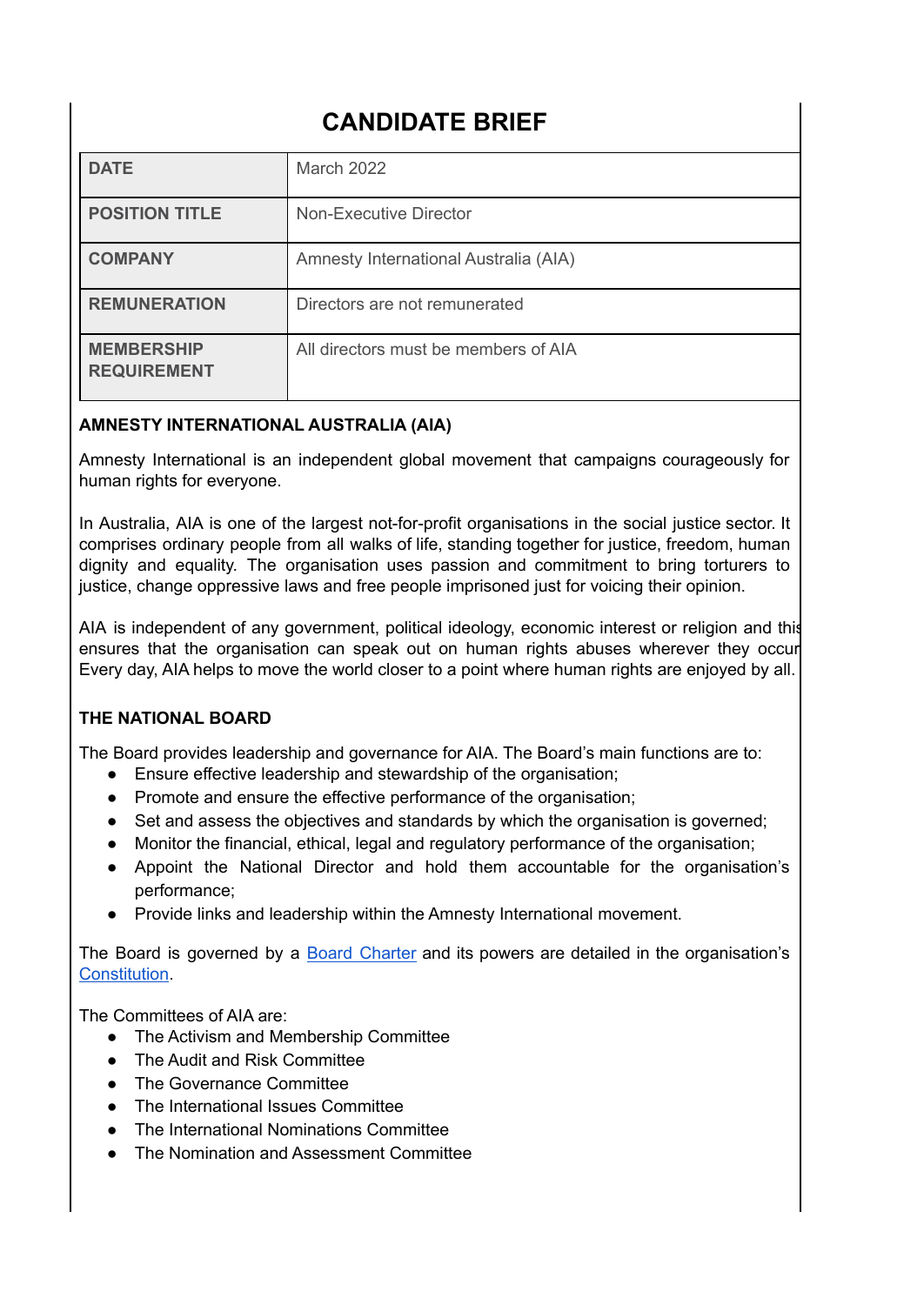# CANDIDATE BRIEF

| | |
|---|---|
| **DATE** | March 2022 |
| **POSITION TITLE** | Non-Executive Director |
| **COMPANY** | Amnesty International Australia (AIA) |
| **REMUNERATION** | Directors are not remunerated |
| **MEMBERSHIP REQUIREMENT** | All directors must be members of AIA |

### AMNESTY INTERNATIONAL AUSTRALIA (AIA)

Amnesty International is an independent global movement that campaigns courageously for human rights for everyone.

In Australia, AIA is one of the largest not-for-profit organisations in the social justice sector. It comprises ordinary people from all walks of life, standing together for justice, freedom, human dignity and equality. The organisation uses passion and commitment to bring torturers to justice, change oppressive laws and free people imprisoned just for voicing their opinion.

AIA is independent of any government, political ideology, economic interest or religion and this ensures that the organisation can speak out on human rights abuses wherever they occur. Every day, AIA helps to move the world closer to a point where human rights are enjoyed by all.

### THE NATIONAL BOARD

The Board provides leadership and governance for AIA. The Board's main functions are to:

- Ensure effective leadership and stewardship of the organisation;
- Promote and ensure the effective performance of the organisation;
- Set and assess the objectives and standards by which the organisation is governed;
- Monitor the financial, ethical, legal and regulatory performance of the organisation;
- Appoint the National Director and hold them accountable for the organisation's performance;
- Provide links and leadership within the Amnesty International movement.

The Board is governed by a Board Charter and its powers are detailed in the organisation's Constitution.

The Committees of AIA are:

- The Activism and Membership Committee
- The Audit and Risk Committee
- The Governance Committee
- The International Issues Committee
- The International Nominations Committee
- The Nomination and Assessment Committee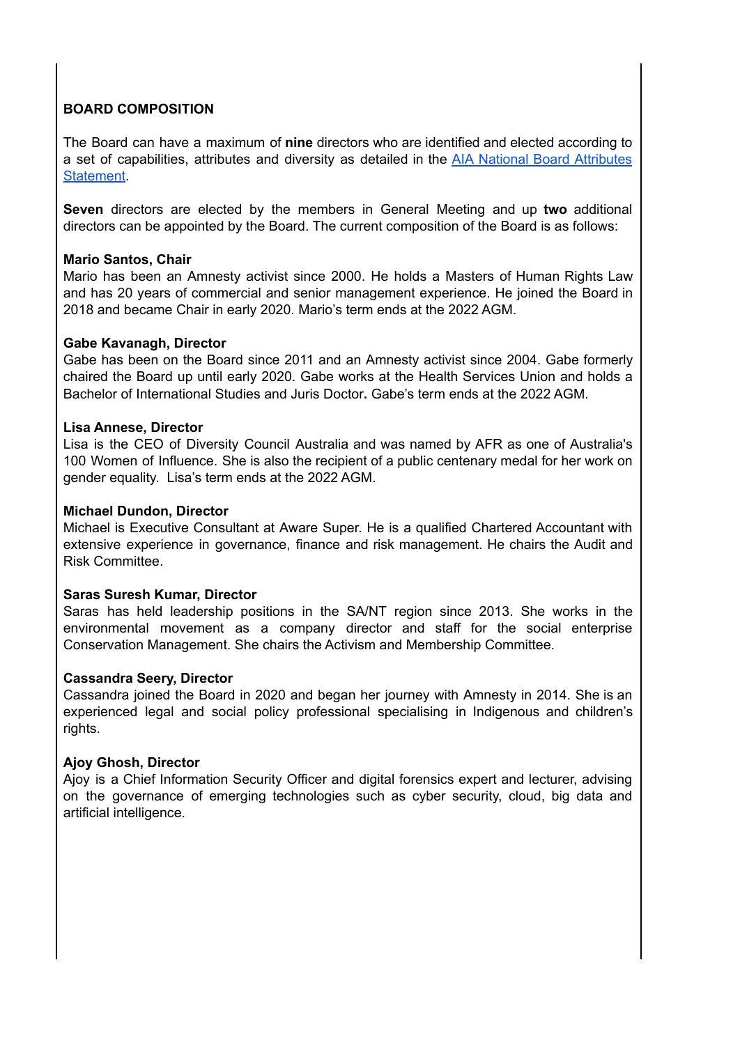## BOARD COMPOSITION

The Board can have a maximum of **nine** directors who are identified and elected according to a set of capabilities, attributes and diversity as detailed in the [AIA National Board Attributes Statement](AIA National Board Attributes Statement).

**Seven** directors are elected by the members in General Meeting and up **two** additional directors can be appointed by the Board. The current composition of the Board is as follows:

**Mario Santos, Chair**
Mario has been an Amnesty activist since 2000. He holds a Masters of Human Rights Law and has 20 years of commercial and senior management experience. He joined the Board in 2018 and became Chair in early 2020. Mario's term ends at the 2022 AGM.

**Gabe Kavanagh, Director**
Gabe has been on the Board since 2011 and an Amnesty activist since 2004. Gabe formerly chaired the Board up until early 2020. Gabe works at the Health Services Union and holds a Bachelor of International Studies and Juris Doctor**.** Gabe's term ends at the 2022 AGM.

**Lisa Annese, Director**
Lisa is the CEO of Diversity Council Australia and was named by AFR as one of Australia's 100 Women of Influence. She is also the recipient of a public centenary medal for her work on gender equality. Lisa's term ends at the 2022 AGM.

**Michael Dundon, Director**
Michael is Executive Consultant at Aware Super. He is a qualified Chartered Accountant with extensive experience in governance, finance and risk management. He chairs the Audit and Risk Committee.

**Saras Suresh Kumar, Director**
Saras has held leadership positions in the SA/NT region since 2013. She works in the environmental movement as a company director and staff for the social enterprise Conservation Management. She chairs the Activism and Membership Committee.

**Cassandra Seery, Director**
Cassandra joined the Board in 2020 and began her journey with Amnesty in 2014. She is an experienced legal and social policy professional specialising in Indigenous and children's rights.

**Ajoy Ghosh, Director**
Ajoy is a Chief Information Security Officer and digital forensics expert and lecturer, advising on the governance of emerging technologies such as cyber security, cloud, big data and artificial intelligence.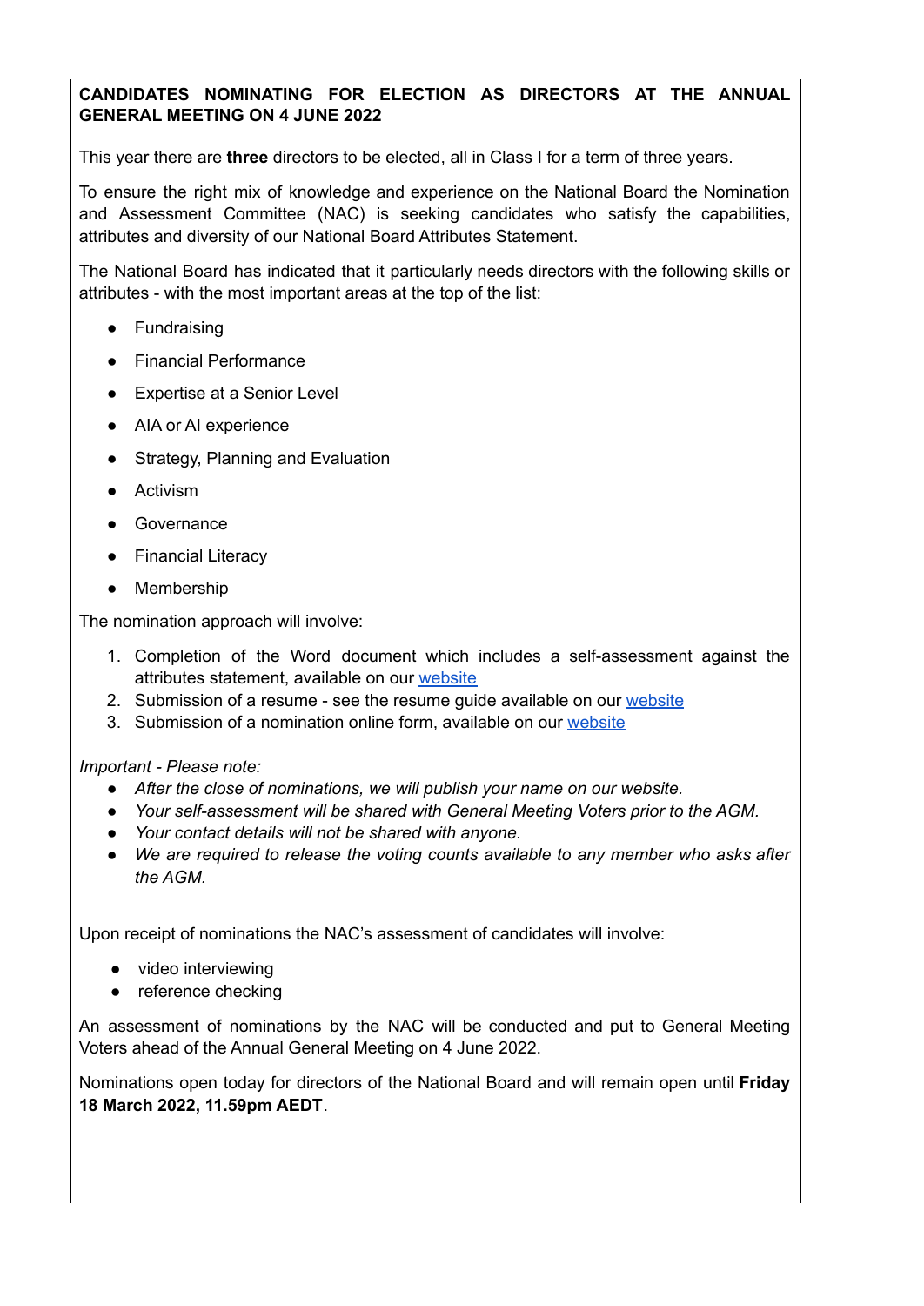**CANDIDATES NOMINATING FOR ELECTION AS DIRECTORS AT THE ANNUAL GENERAL MEETING ON 4 JUNE 2022**

This year there are **three** directors to be elected, all in Class I for a term of three years.

To ensure the right mix of knowledge and experience on the National Board the Nomination and Assessment Committee (NAC) is seeking candidates who satisfy the capabilities, attributes and diversity of our National Board Attributes Statement.

The National Board has indicated that it particularly needs directors with the following skills or attributes - with the most important areas at the top of the list:

- Fundraising
- Financial Performance
- Expertise at a Senior Level
- AIA or AI experience
- Strategy, Planning and Evaluation
- Activism
- Governance
- Financial Literacy
- Membership

The nomination approach will involve:

1. Completion of the Word document which includes a self-assessment against the attributes statement, available on our website
2. Submission of a resume - see the resume guide available on our website
3. Submission of a nomination online form, available on our website

*Important - Please note:*

- *After the close of nominations, we will publish your name on our website.*
- *Your self-assessment will be shared with General Meeting Voters prior to the AGM.*
- *Your contact details will not be shared with anyone.*
- *We are required to release the voting counts available to any member who asks after the AGM.*

Upon receipt of nominations the NAC's assessment of candidates will involve:

- video interviewing
- reference checking

An assessment of nominations by the NAC will be conducted and put to General Meeting Voters ahead of the Annual General Meeting on 4 June 2022.

Nominations open today for directors of the National Board and will remain open until **Friday 18 March 2022, 11.59pm AEDT**.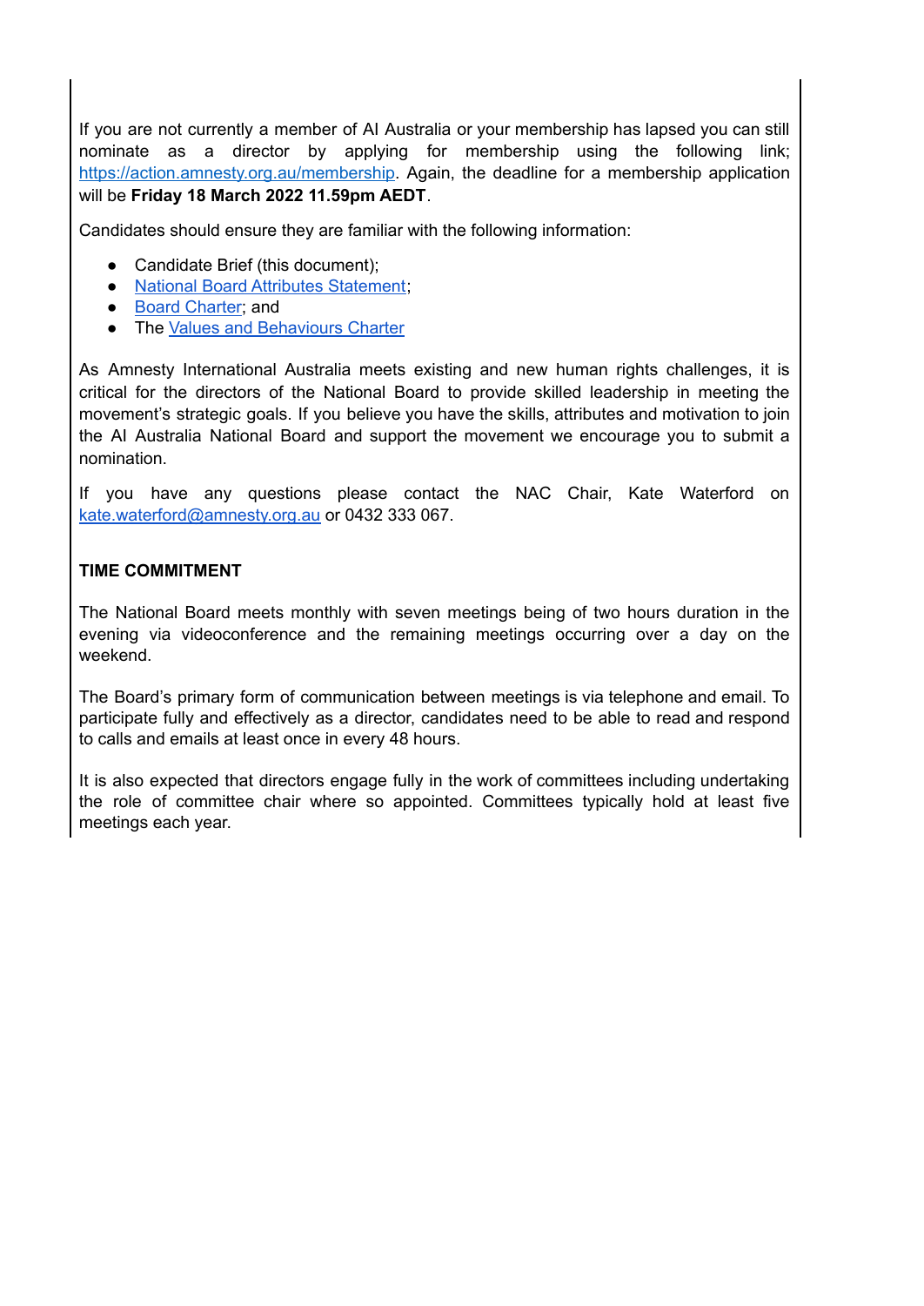If you are not currently a member of AI Australia or your membership has lapsed you can still nominate as a director by applying for membership using the following link; [https://action.amnesty.org.au/membership](https://action.amnesty.org.au/membership). Again, the deadline for a membership application will be **Friday 18 March 2022 11.59pm AEDT**.

Candidates should ensure they are familiar with the following information:

- Candidate Brief (this document);
- National Board Attributes Statement;
- Board Charter; and
- The Values and Behaviours Charter

As Amnesty International Australia meets existing and new human rights challenges, it is critical for the directors of the National Board to provide skilled leadership in meeting the movement's strategic goals. If you believe you have the skills, attributes and motivation to join the AI Australia National Board and support the movement we encourage you to submit a nomination.

If you have any questions please contact the NAC Chair, Kate Waterford on [kate.waterford@amnesty.org.au](mailto:kate.waterford@amnesty.org.au) or 0432 333 067.

**TIME COMMITMENT**

The National Board meets monthly with seven meetings being of two hours duration in the evening via videoconference and the remaining meetings occurring over a day on the weekend.

The Board's primary form of communication between meetings is via telephone and email. To participate fully and effectively as a director, candidates need to be able to read and respond to calls and emails at least once in every 48 hours.

It is also expected that directors engage fully in the work of committees including undertaking the role of committee chair where so appointed. Committees typically hold at least five meetings each year.